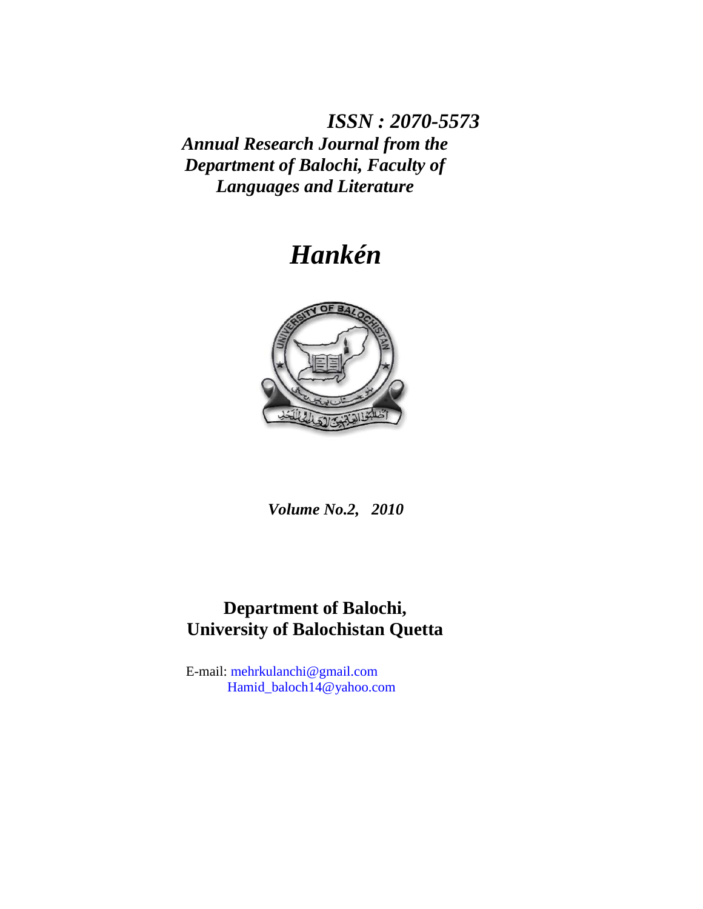***ISSN : 2070-5573***

***Annual Research Journal from the Department of Balochi, Faculty of Languages and Literature***

# *Hankén*

***Volume No.2, 2010***

**Department of Balochi,**
**University of Balochistan Quetta**

E-mail: mehrkulanchi@gmail.com
Hamid_baloch14@yahoo.com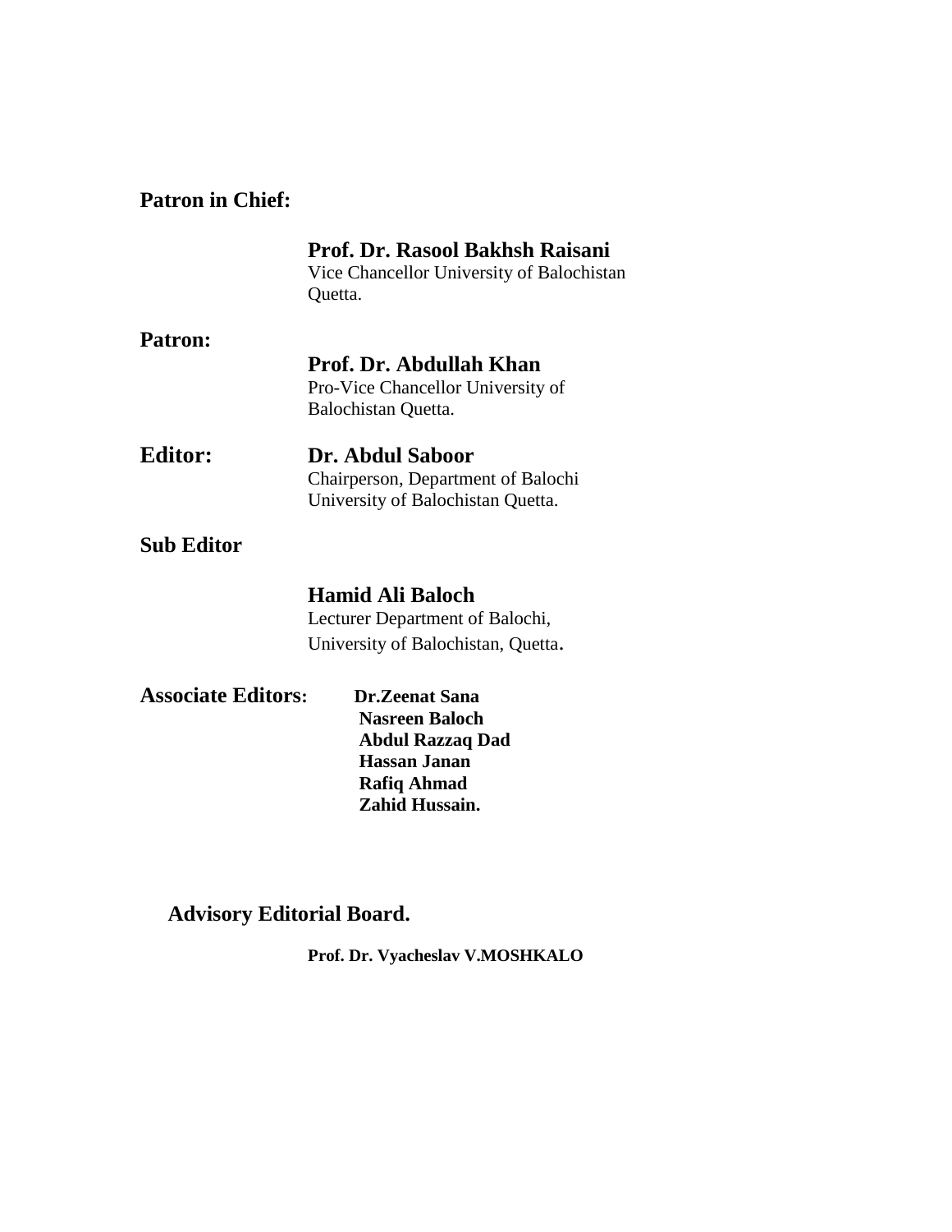**Patron in Chief:**

**Prof. Dr. Rasool Bakhsh Raisani**
Vice Chancellor University of Balochistan
Quetta.

**Patron:**

**Prof. Dr. Abdullah Khan**
Pro-Vice Chancellor University of
Balochistan Quetta.

**Editor:**

**Dr. Abdul Saboor**
Chairperson, Department of Balochi
University of Balochistan Quetta.

**Sub Editor**

**Hamid Ali Baloch**
Lecturer Department of Balochi,
University of Balochistan, Quetta.

**Associate Editors:**

**Dr.Zeenat Sana**
**Nasreen Baloch**
**Abdul Razzaq Dad**
**Hassan Janan**
**Rafiq Ahmad**
**Zahid Hussain.**

**Advisory Editorial Board.**

**Prof. Dr. Vyacheslav V.MOSHKALO**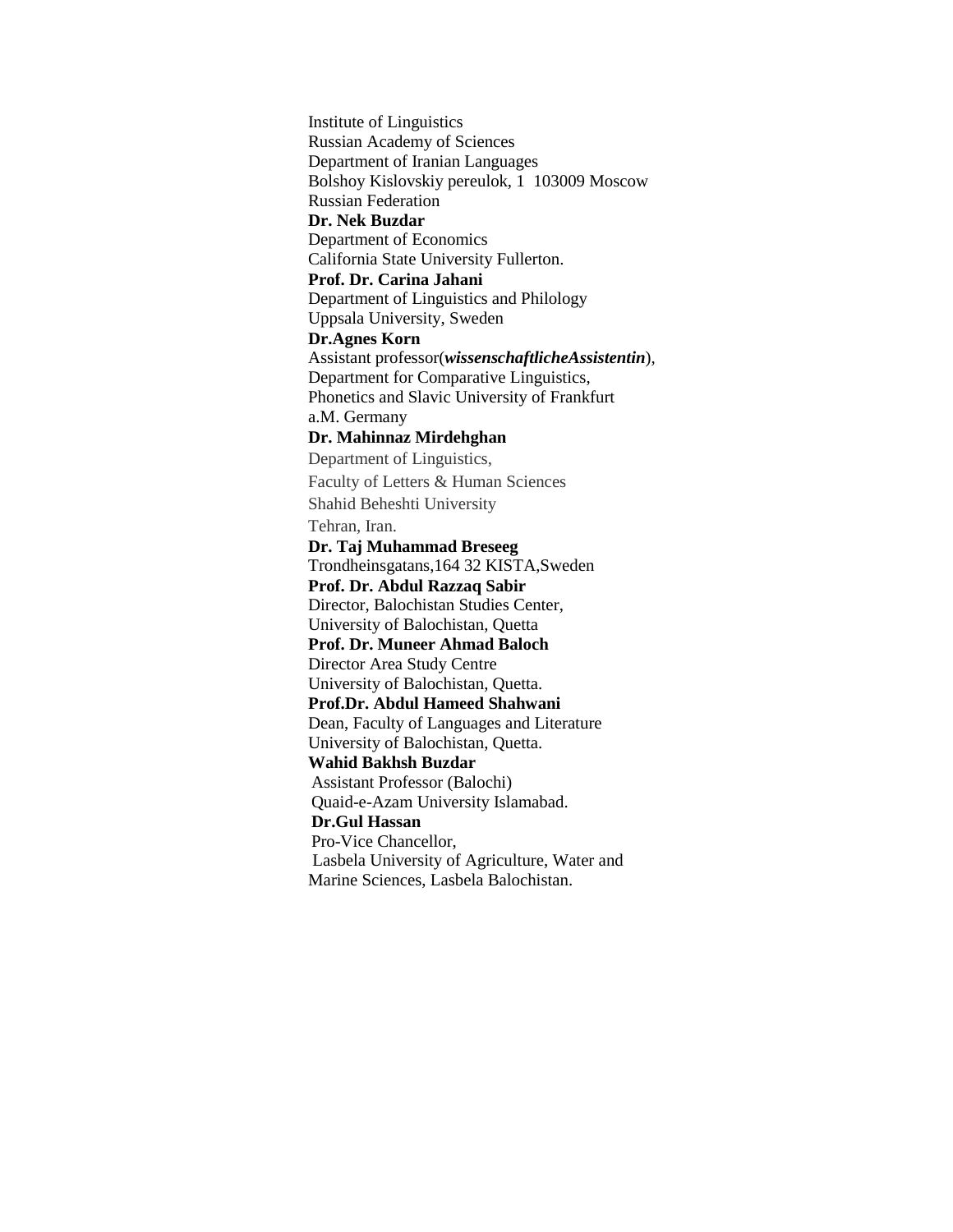Institute of Linguistics
Russian Academy of Sciences
Department of Iranian Languages
Bolshoy Kislovskiy pereulok, 1  103009 Moscow
Russian Federation

**Dr. Nek Buzdar**
Department of Economics
California State University Fullerton.

**Prof. Dr. Carina Jahani**
Department of Linguistics and Philology
Uppsala University, Sweden

**Dr.Agnes Korn**
Assistant professor(***wissenschaftlicheAssistentin***),
Department for Comparative Linguistics,
Phonetics and Slavic University of Frankfurt
a.M. Germany

**Dr. Mahinnaz Mirdehghan**
Department of Linguistics,
Faculty of Letters & Human Sciences
Shahid Beheshti University
Tehran, Iran.

**Dr. Taj Muhammad Breseeg**
Trondheinsgatans,164 32 KISTA,Sweden

**Prof. Dr. Abdul Razzaq Sabir**
Director, Balochistan Studies Center,
University of Balochistan, Quetta

**Prof. Dr. Muneer Ahmad Baloch**
Director Area Study Centre
University of Balochistan, Quetta.

**Prof.Dr. Abdul Hameed Shahwani**
Dean, Faculty of Languages and Literature
University of Balochistan, Quetta.

**Wahid Bakhsh Buzdar**
Assistant Professor (Balochi)
Quaid-e-Azam University Islamabad.

**Dr.Gul Hassan**
Pro-Vice Chancellor,
Lasbela University of Agriculture, Water and
Marine Sciences, Lasbela Balochistan.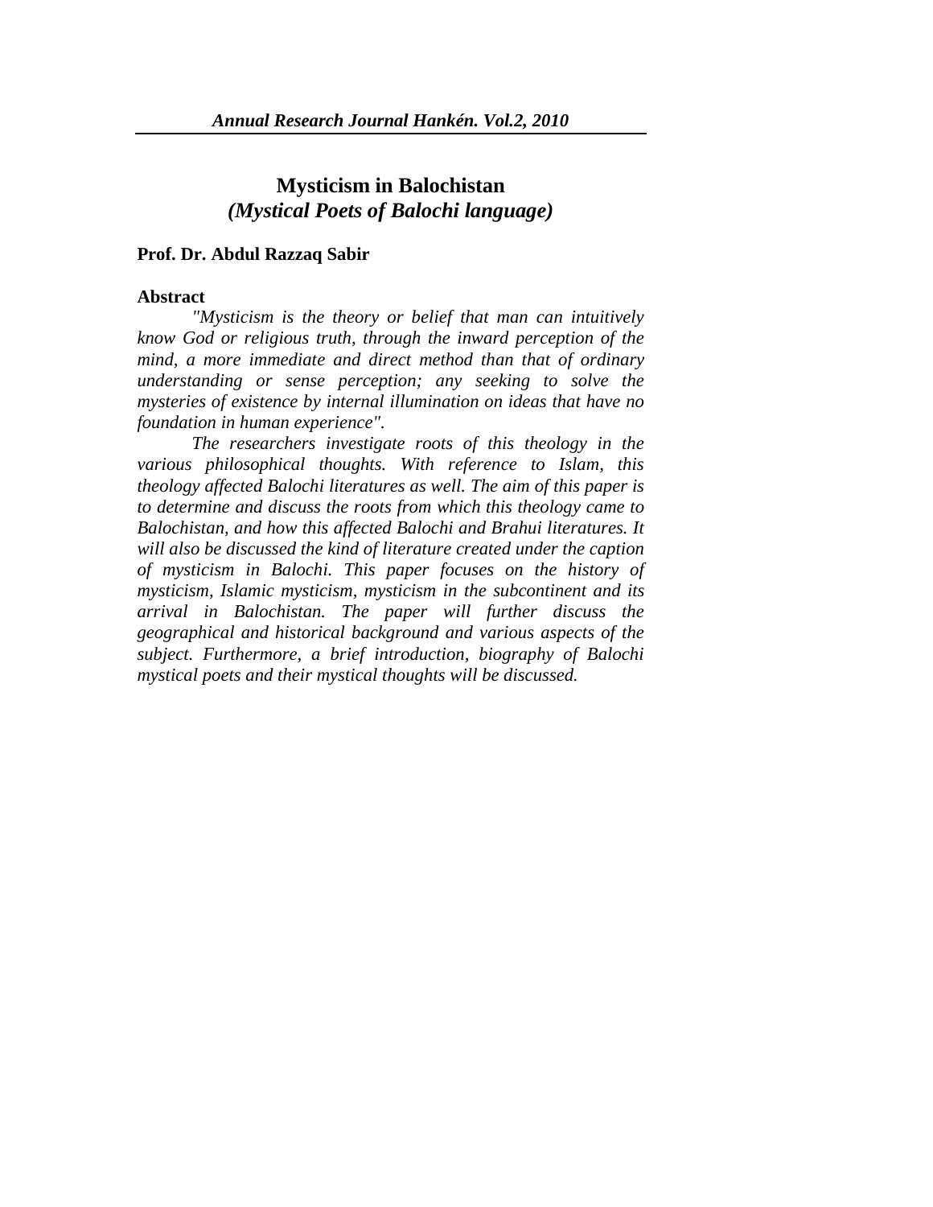# Mysticism in Balochistan
## *(Mystical Poets of Balochi language)*

**Prof. Dr. Abdul Razzaq Sabir**

**Abstract**

*"Mysticism is the theory or belief that man can intuitively know God or religious truth, through the inward perception of the mind, a more immediate and direct method than that of ordinary understanding or sense perception; any seeking to solve the mysteries of existence by internal illumination on ideas that have no foundation in human experience".*

*The researchers investigate roots of this theology in the various philosophical thoughts. With reference to Islam, this theology affected Balochi literatures as well. The aim of this paper is to determine and discuss the roots from which this theology came to Balochistan, and how this affected Balochi and Brahui literatures. It will also be discussed the kind of literature created under the caption of mysticism in Balochi. This paper focuses on the history of mysticism, Islamic mysticism, mysticism in the subcontinent and its arrival in Balochistan. The paper will further discuss the geographical and historical background and various aspects of the subject. Furthermore, a brief introduction, biography of Balochi mystical poets and their mystical thoughts will be discussed.*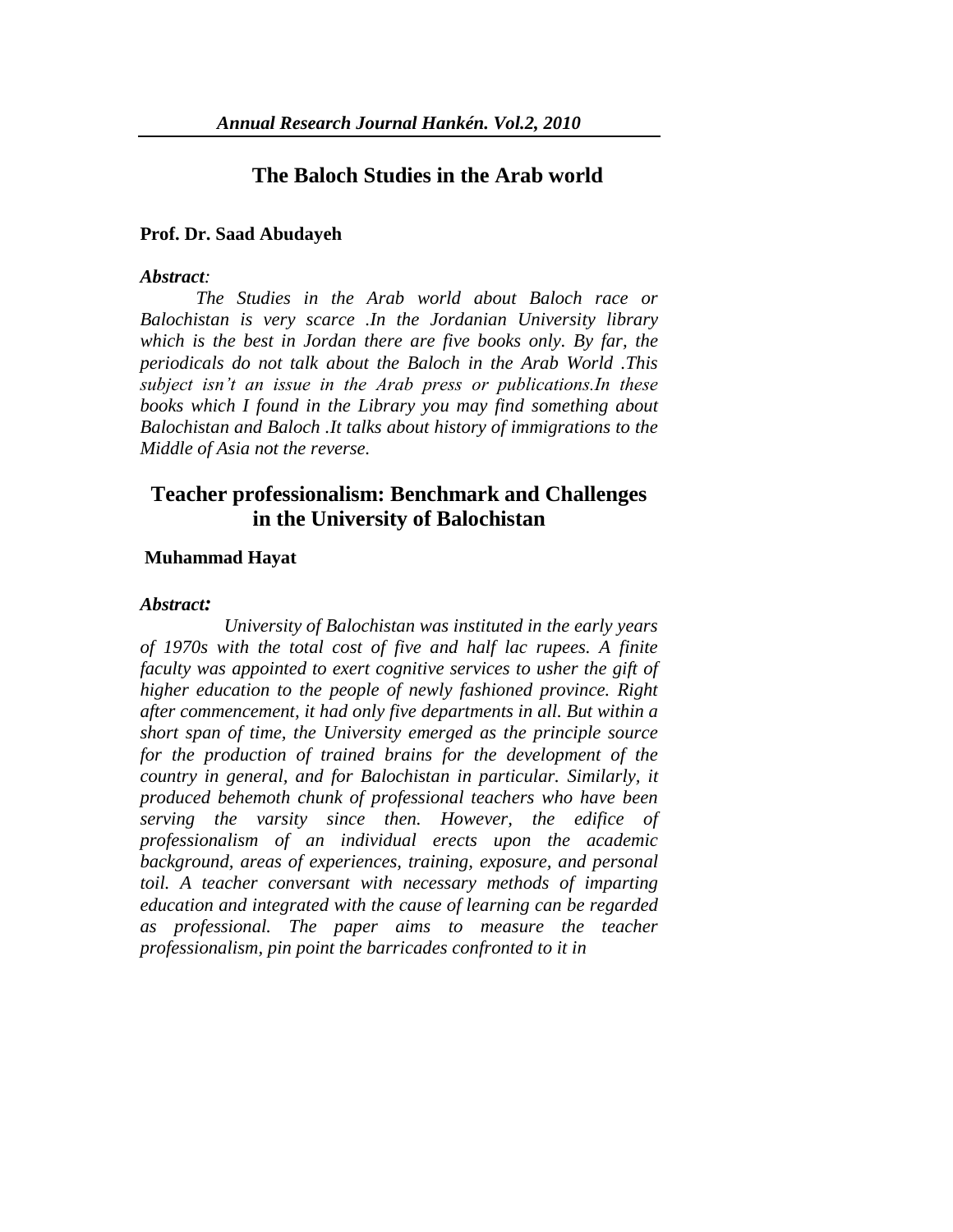## The Baloch Studies in the Arab world

**Prof. Dr. Saad Abudayeh**

***Abstract:***

*The Studies in the Arab world about Baloch race or Balochistan is very scarce .In the Jordanian University library which is the best in Jordan there are five books only. By far, the periodicals do not talk about the Baloch in the Arab World .This subject isn't an issue in the Arab press or publications.In these books which I found in the Library you may find something about Balochistan and Baloch .It talks about history of immigrations to the Middle of Asia not the reverse.*

## Teacher professionalism: Benchmark and Challenges in the University of Balochistan

**Muhammad Hayat**

***Abstract:***

*University of Balochistan was instituted in the early years of 1970s with the total cost of five and half lac rupees. A finite faculty was appointed to exert cognitive services to usher the gift of higher education to the people of newly fashioned province. Right after commencement, it had only five departments in all. But within a short span of time, the University emerged as the principle source for the production of trained brains for the development of the country in general, and for Balochistan in particular. Similarly, it produced behemoth chunk of professional teachers who have been serving the varsity since then. However, the edifice of professionalism of an individual erects upon the academic background, areas of experiences, training, exposure, and personal toil. A teacher conversant with necessary methods of imparting education and integrated with the cause of learning can be regarded as professional. The paper aims to measure the teacher professionalism, pin point the barricades confronted to it in*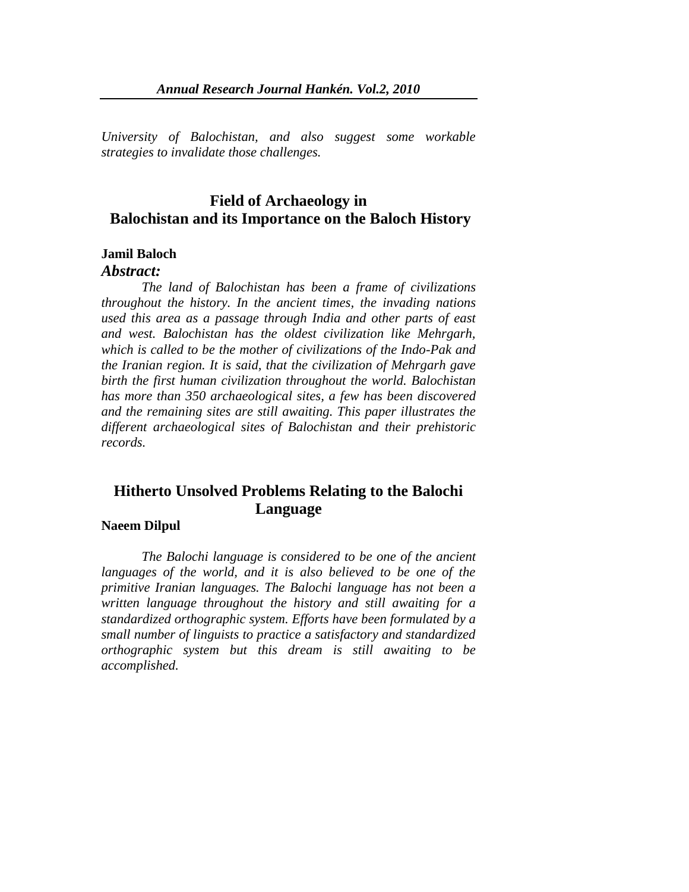*University of Balochistan, and also suggest some workable strategies to invalidate those challenges.*

## Field of Archaeology in Balochistan and its Importance on the Baloch History

**Jamil Baloch**

***Abstract:***

*The land of Balochistan has been a frame of civilizations throughout the history. In the ancient times, the invading nations used this area as a passage through India and other parts of east and west. Balochistan has the oldest civilization like Mehrgarh, which is called to be the mother of civilizations of the Indo-Pak and the Iranian region. It is said, that the civilization of Mehrgarh gave birth the first human civilization throughout the world. Balochistan has more than 350 archaeological sites, a few has been discovered and the remaining sites are still awaiting. This paper illustrates the different archaeological sites of Balochistan and their prehistoric records.*

## Hitherto Unsolved Problems Relating to the Balochi Language

**Naeem Dilpul**

*The Balochi language is considered to be one of the ancient languages of the world, and it is also believed to be one of the primitive Iranian languages. The Balochi language has not been a written language throughout the history and still awaiting for a standardized orthographic system. Efforts have been formulated by a small number of linguists to practice a satisfactory and standardized orthographic system but this dream is still awaiting to be accomplished.*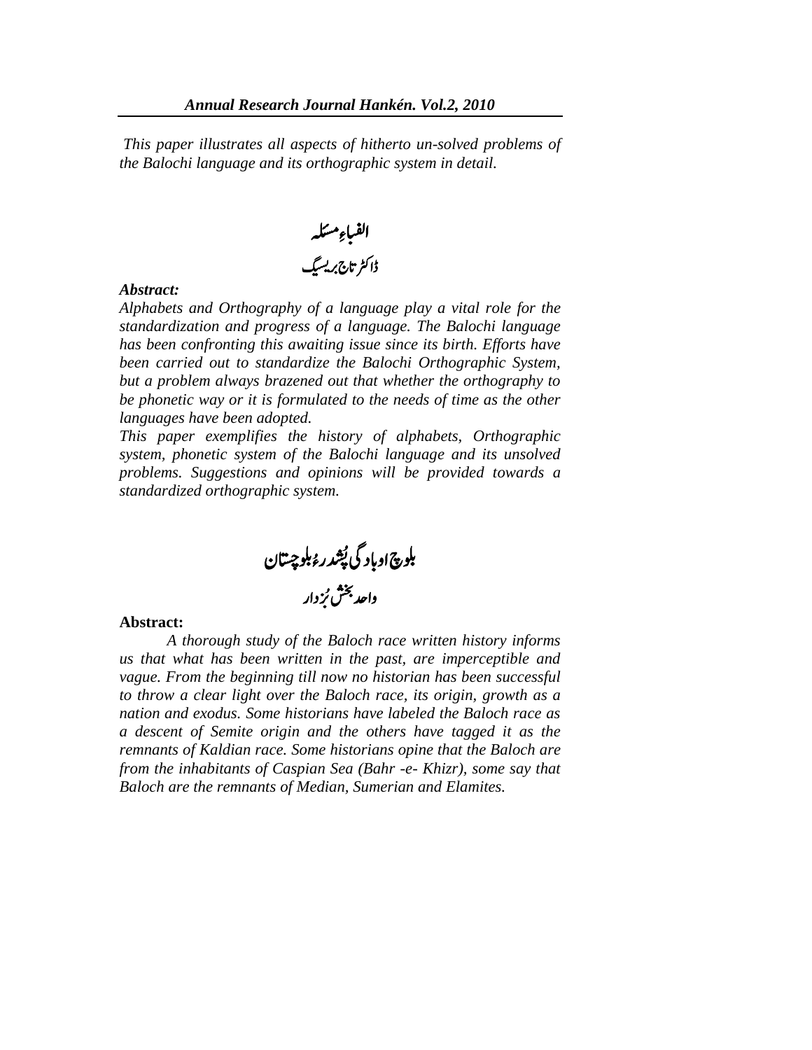*This paper illustrates all aspects of hitherto un-solved problems of the Balochi language and its orthographic system in detail.*

## الفباءِ مسئلہ

ڈاکٹر تاج بریسیگ

***Abstract:***

*Alphabets and Orthography of a language play a vital role for the standardization and progress of a language. The Balochi language has been confronting this awaiting issue since its birth. Efforts have been carried out to standardize the Balochi Orthographic System, but a problem always brazened out that whether the orthography to be phonetic way or it is formulated to the needs of time as the other languages have been adopted.*

*This paper exemplifies the history of alphabets, Orthographic system, phonetic system of the Balochi language and its unsolved problems. Suggestions and opinions will be provided towards a standardized orthographic system.*

## بلوچ اوبادگی پُشدرءِ بلوچستان

واحد بخش بُزدار

**Abstract:**

*A thorough study of the Baloch race written history informs us that what has been written in the past, are imperceptible and vague. From the beginning till now no historian has been successful to throw a clear light over the Baloch race, its origin, growth as a nation and exodus. Some historians have labeled the Baloch race as a descent of Semite origin and the others have tagged it as the remnants of Kaldian race. Some historians opine that the Baloch are from the inhabitants of Caspian Sea (Bahr -e- Khizr), some say that Baloch are the remnants of Median, Sumerian and Elamites.*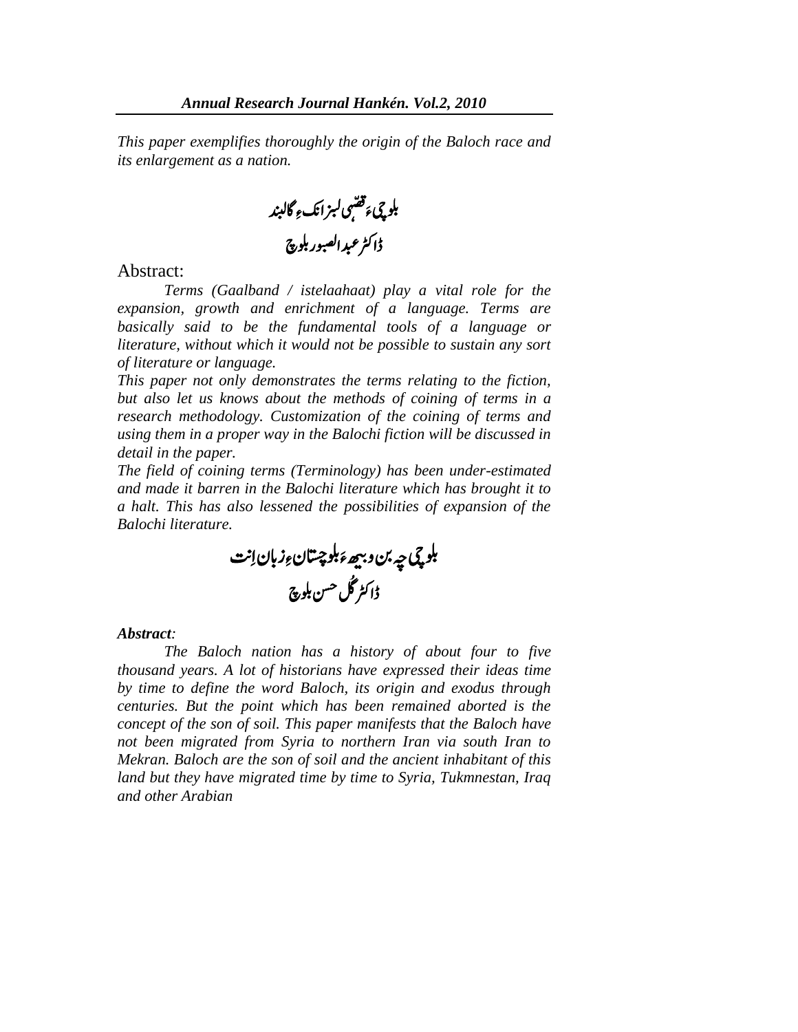*This paper exemplifies thoroughly the origin of the Baloch race and its enlargement as a nation.*

بلوچیءَ قصّہی لبزانکءِ گالبند

ڈاکٹر عبدالصبور بلوچ

Abstract:

*Terms (Gaalband / istelaahaat) play a vital role for the expansion, growth and enrichment of a language. Terms are basically said to be the fundamental tools of a language or literature, without which it would not be possible to sustain any sort of literature or language.*

*This paper not only demonstrates the terms relating to the fiction, but also let us knows about the methods of coining of terms in a research methodology. Customization of the coining of terms and using them in a proper way in the Balochi fiction will be discussed in detail in the paper.*

*The field of coining terms (Terminology) has been under-estimated and made it barren in the Balochi literature which has brought it to a halt. This has also lessened the possibilities of expansion of the Balochi literature.*

بلوچی چہ بن و بیھ ءَ بلوچستانءِ زبان اِنت

ڈاکٹر گُل حسن بلوچ

***Abstract**:*

*The Baloch nation has a history of about four to five thousand years. A lot of historians have expressed their ideas time by time to define the word Baloch, its origin and exodus through centuries. But the point which has been remained aborted is the concept of the son of soil. This paper manifests that the Baloch have not been migrated from Syria to northern Iran via south Iran to Mekran. Baloch are the son of soil and the ancient inhabitant of this land but they have migrated time by time to Syria, Tukmnestan, Iraq and other Arabian*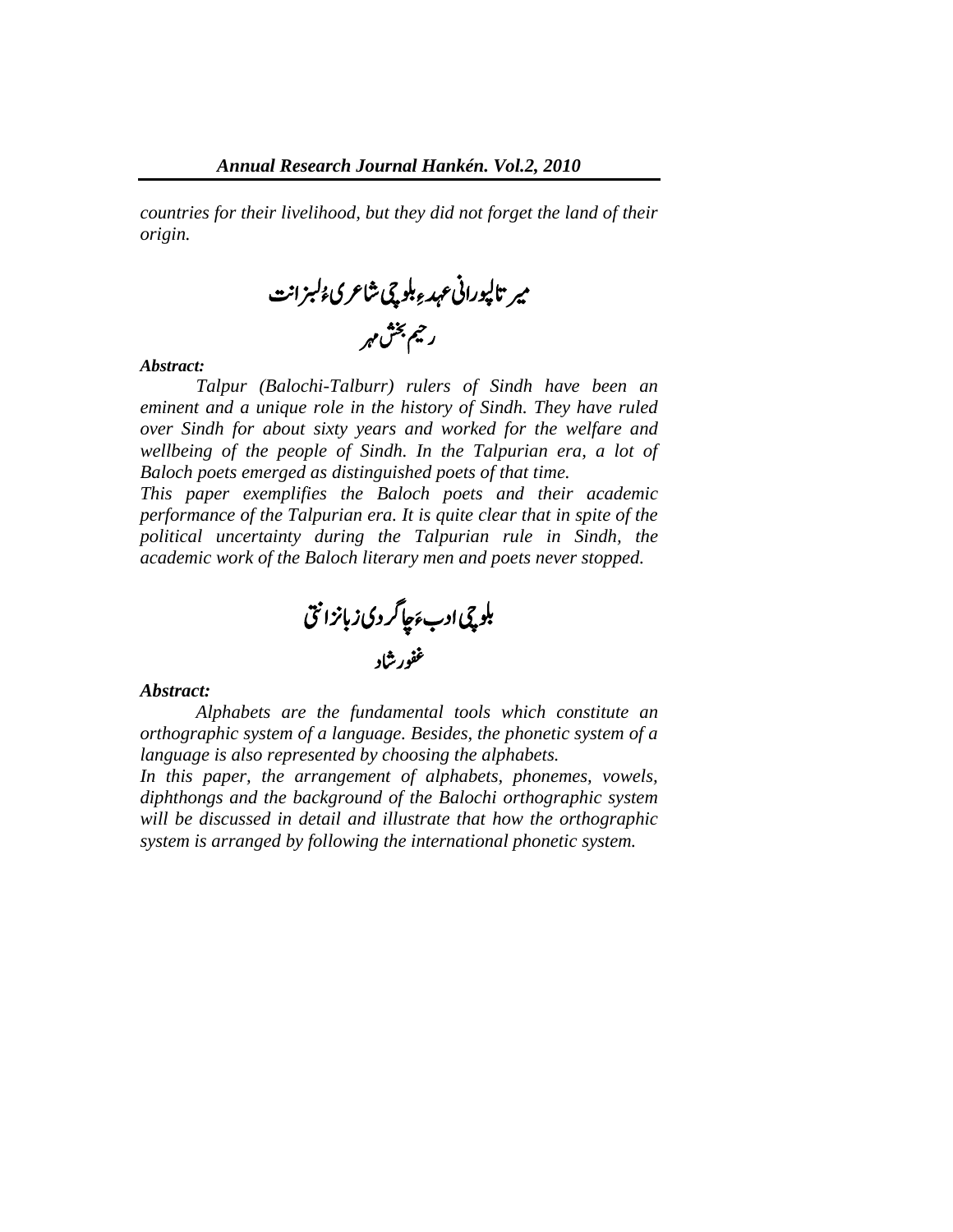countries for their livelihood, but they did not forget the land of their origin.

## میر تالپورانی عہدءِ بلوچی شاعریءُ لبزانت

رحیم بخش مہر

***Abstract:***

*Talpur (Balochi-Talburr) rulers of Sindh have been an eminent and a unique role in the history of Sindh. They have ruled over Sindh for about sixty years and worked for the welfare and wellbeing of the people of Sindh. In the Talpurian era, a lot of Baloch poets emerged as distinguished poets of that time.*

*This paper exemplifies the Baloch poets and their academic performance of the Talpurian era. It is quite clear that in spite of the political uncertainty during the Talpurian rule in Sindh, the academic work of the Baloch literary men and poets never stopped.*

## بلوچی ادبءَ چاگردی زبانزانتی

غفور شاد

***Abstract:***

*Alphabets are the fundamental tools which constitute an orthographic system of a language. Besides, the phonetic system of a language is also represented by choosing the alphabets.*

*In this paper, the arrangement of alphabets, phonemes, vowels, diphthongs and the background of the Balochi orthographic system will be discussed in detail and illustrate that how the orthographic system is arranged by following the international phonetic system.*